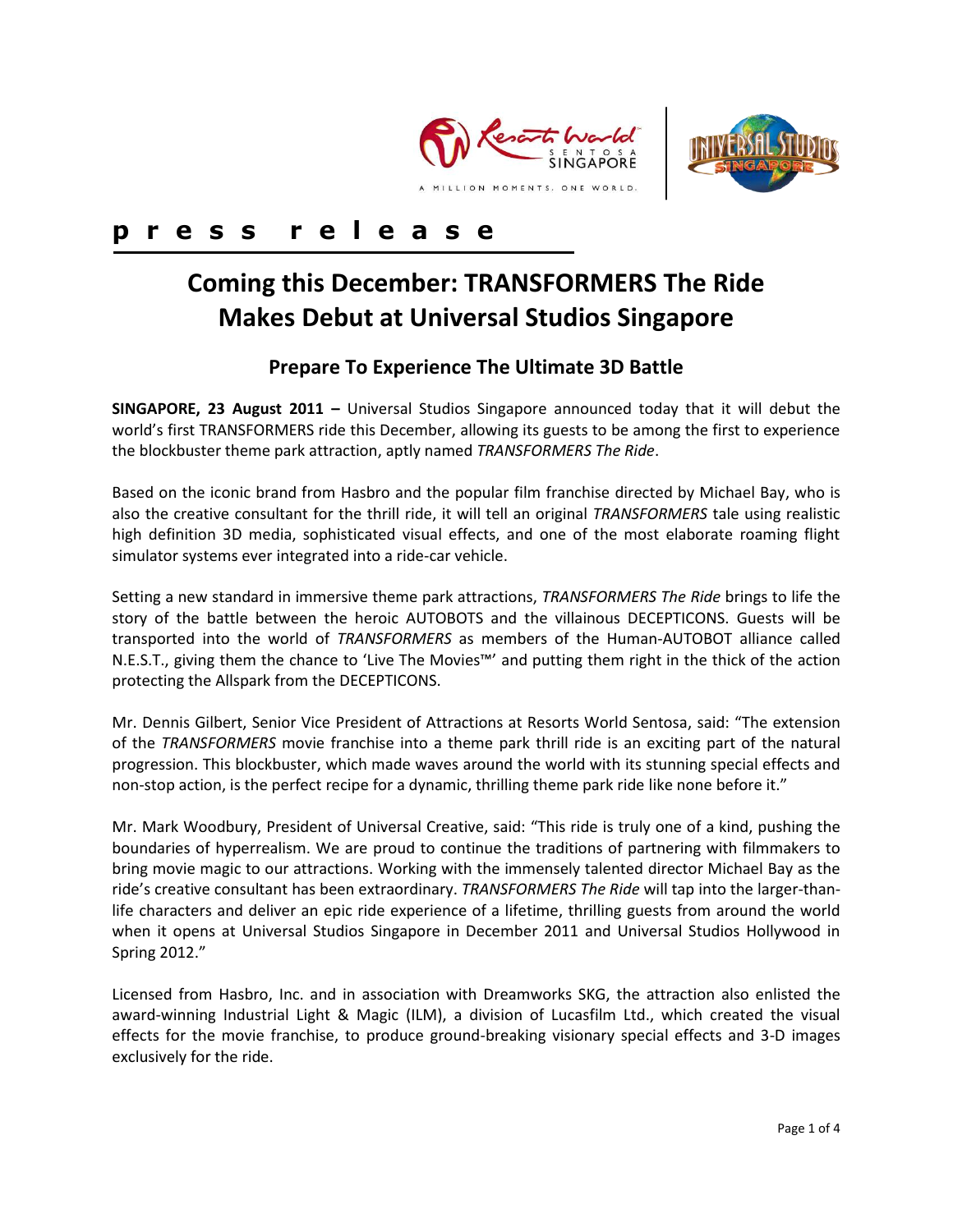**press release**

# Coming this December: TRANSFORMERS The Ride Makes Debut at Universal Studios Singapore

## Prepare To Experience The Ultimate 3D Battle

**SINGAPORE, 23 August 2011 –** Universal Studios Singapore announced today that it will debut the world's first TRANSFORMERS ride this December, allowing its guests to be among the first to experience the blockbuster theme park attraction, aptly named *TRANSFORMERS The Ride*.

Based on the iconic brand from Hasbro and the popular film franchise directed by Michael Bay, who is also the creative consultant for the thrill ride, it will tell an original *TRANSFORMERS* tale using realistic high definition 3D media, sophisticated visual effects, and one of the most elaborate roaming flight simulator systems ever integrated into a ride-car vehicle.

Setting a new standard in immersive theme park attractions, *TRANSFORMERS The Ride* brings to life the story of the battle between the heroic AUTOBOTS and the villainous DECEPTICONS. Guests will be transported into the world of *TRANSFORMERS* as members of the Human-AUTOBOT alliance called N.E.S.T., giving them the chance to 'Live The Movies™' and putting them right in the thick of the action protecting the Allspark from the DECEPTICONS.

Mr. Dennis Gilbert, Senior Vice President of Attractions at Resorts World Sentosa, said: "The extension of the *TRANSFORMERS* movie franchise into a theme park thrill ride is an exciting part of the natural progression. This blockbuster, which made waves around the world with its stunning special effects and non-stop action, is the perfect recipe for a dynamic, thrilling theme park ride like none before it."

Mr. Mark Woodbury, President of Universal Creative, said: "This ride is truly one of a kind, pushing the boundaries of hyperrealism. We are proud to continue the traditions of partnering with filmmakers to bring movie magic to our attractions. Working with the immensely talented director Michael Bay as the ride's creative consultant has been extraordinary. *TRANSFORMERS The Ride* will tap into the larger-than-life characters and deliver an epic ride experience of a lifetime, thrilling guests from around the world when it opens at Universal Studios Singapore in December 2011 and Universal Studios Hollywood in Spring 2012."

Licensed from Hasbro, Inc. and in association with Dreamworks SKG, the attraction also enlisted the award-winning Industrial Light & Magic (ILM), a division of Lucasfilm Ltd., which created the visual effects for the movie franchise, to produce ground-breaking visionary special effects and 3-D images exclusively for the ride.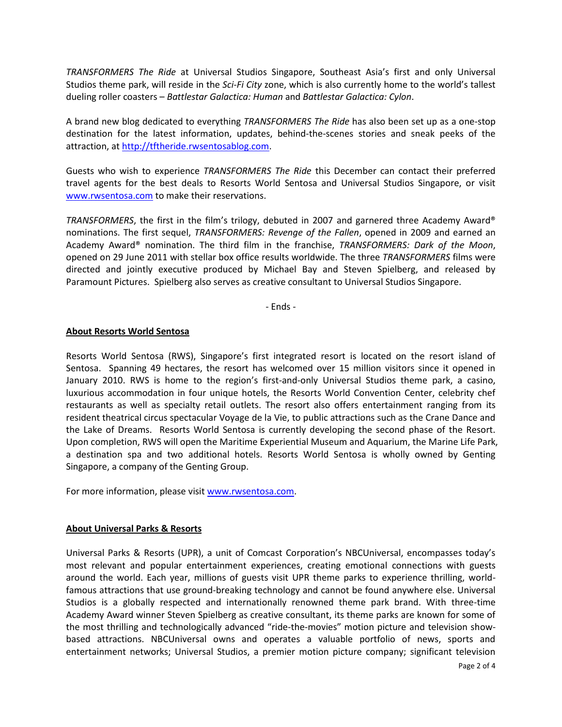*TRANSFORMERS The Ride* at Universal Studios Singapore, Southeast Asia's first and only Universal Studios theme park, will reside in the *Sci-Fi City* zone, which is also currently home to the world's tallest dueling roller coasters – *Battlestar Galactica: Human* and *Battlestar Galactica: Cylon*.

A brand new blog dedicated to everything *TRANSFORMERS The Ride* has also been set up as a one-stop destination for the latest information, updates, behind-the-scenes stories and sneak peeks of the attraction, at [http://tftheride.rwsentosablog.com](http://tftheride.rwsentosablog.com).

Guests who wish to experience *TRANSFORMERS The Ride* this December can contact their preferred travel agents for the best deals to Resorts World Sentosa and Universal Studios Singapore, or visit [www.rwsentosa.com](http://www.rwsentosa.com) to make their reservations.

*TRANSFORMERS*, the first in the film's trilogy, debuted in 2007 and garnered three Academy Award® nominations. The first sequel, *TRANSFORMERS: Revenge of the Fallen*, opened in 2009 and earned an Academy Award® nomination. The third film in the franchise, *TRANSFORMERS: Dark of the Moon*, opened on 29 June 2011 with stellar box office results worldwide. The three *TRANSFORMERS* films were directed and jointly executive produced by Michael Bay and Steven Spielberg, and released by Paramount Pictures. Spielberg also serves as creative consultant to Universal Studios Singapore.

- Ends -

**About Resorts World Sentosa**

Resorts World Sentosa (RWS), Singapore's first integrated resort is located on the resort island of Sentosa. Spanning 49 hectares, the resort has welcomed over 15 million visitors since it opened in January 2010. RWS is home to the region's first-and-only Universal Studios theme park, a casino, luxurious accommodation in four unique hotels, the Resorts World Convention Center, celebrity chef restaurants as well as specialty retail outlets. The resort also offers entertainment ranging from its resident theatrical circus spectacular Voyage de la Vie, to public attractions such as the Crane Dance and the Lake of Dreams. Resorts World Sentosa is currently developing the second phase of the Resort. Upon completion, RWS will open the Maritime Experiential Museum and Aquarium, the Marine Life Park, a destination spa and two additional hotels. Resorts World Sentosa is wholly owned by Genting Singapore, a company of the Genting Group.

For more information, please visit [www.rwsentosa.com](http://www.rwsentosa.com).

**About Universal Parks & Resorts**

Universal Parks & Resorts (UPR), a unit of Comcast Corporation's NBCUniversal, encompasses today's most relevant and popular entertainment experiences, creating emotional connections with guests around the world. Each year, millions of guests visit UPR theme parks to experience thrilling, world-famous attractions that use ground-breaking technology and cannot be found anywhere else. Universal Studios is a globally respected and internationally renowned theme park brand. With three-time Academy Award winner Steven Spielberg as creative consultant, its theme parks are known for some of the most thrilling and technologically advanced "ride-the-movies" motion picture and television show-based attractions. NBCUniversal owns and operates a valuable portfolio of news, sports and entertainment networks; Universal Studios, a premier motion picture company; significant television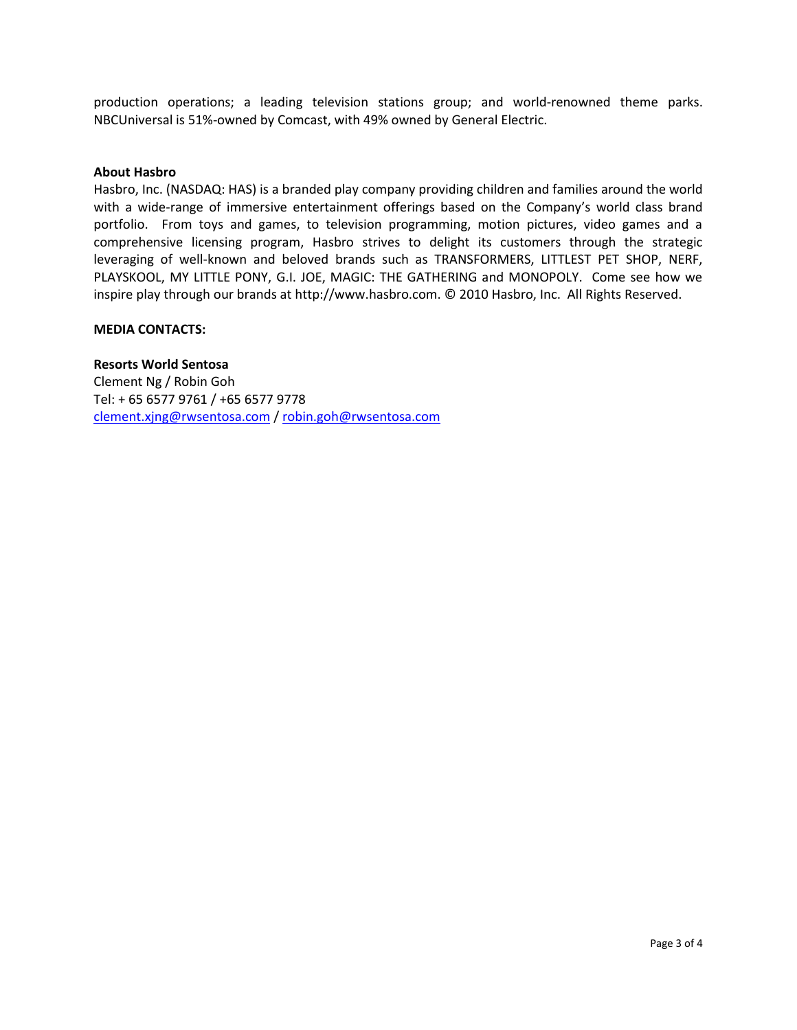production operations; a leading television stations group; and world-renowned theme parks. NBCUniversal is 51%-owned by Comcast, with 49% owned by General Electric.

**About Hasbro**

Hasbro, Inc. (NASDAQ: HAS) is a branded play company providing children and families around the world with a wide-range of immersive entertainment offerings based on the Company's world class brand portfolio. From toys and games, to television programming, motion pictures, video games and a comprehensive licensing program, Hasbro strives to delight its customers through the strategic leveraging of well-known and beloved brands such as TRANSFORMERS, LITTLEST PET SHOP, NERF, PLAYSKOOL, MY LITTLE PONY, G.I. JOE, MAGIC: THE GATHERING and MONOPOLY. Come see how we inspire play through our brands at http://www.hasbro.com. © 2010 Hasbro, Inc. All Rights Reserved.

**MEDIA CONTACTS:**

**Resorts World Sentosa**
Clement Ng / Robin Goh
Tel: + 65 6577 9761 / +65 6577 9778
clement.xjng@rwsentosa.com / robin.goh@rwsentosa.com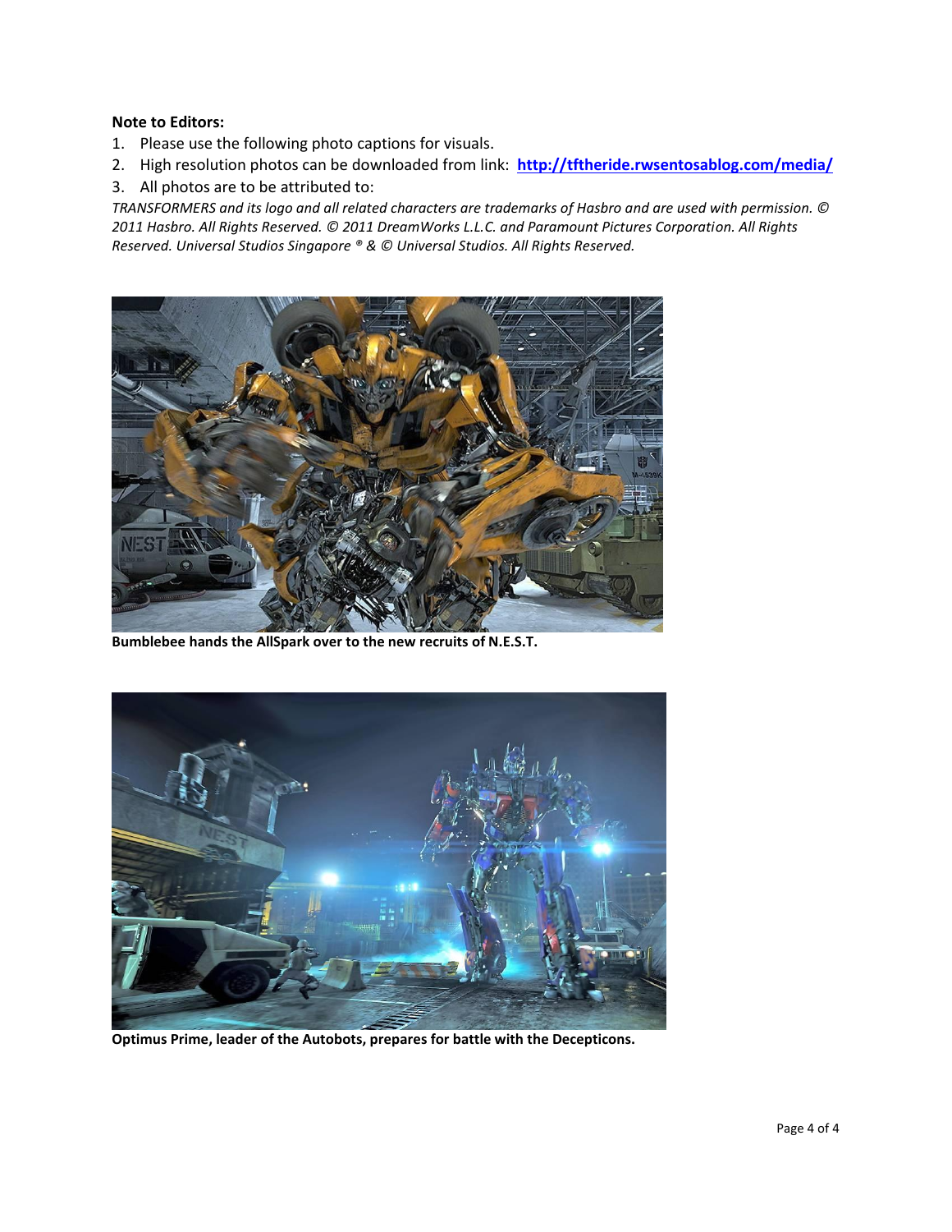**Note to Editors:**

1. Please use the following photo captions for visuals.
2. High resolution photos can be downloaded from link: **http://tftheride.rwsentosablog.com/media/**
3. All photos are to be attributed to:

*TRANSFORMERS and its logo and all related characters are trademarks of Hasbro and are used with permission. © 2011 Hasbro. All Rights Reserved. © 2011 DreamWorks L.L.C. and Paramount Pictures Corporation. All Rights Reserved. Universal Studios Singapore ® & © Universal Studios. All Rights Reserved.*

**Bumblebee hands the AllSpark over to the new recruits of N.E.S.T.**

**Optimus Prime, leader of the Autobots, prepares for battle with the Decepticons.**